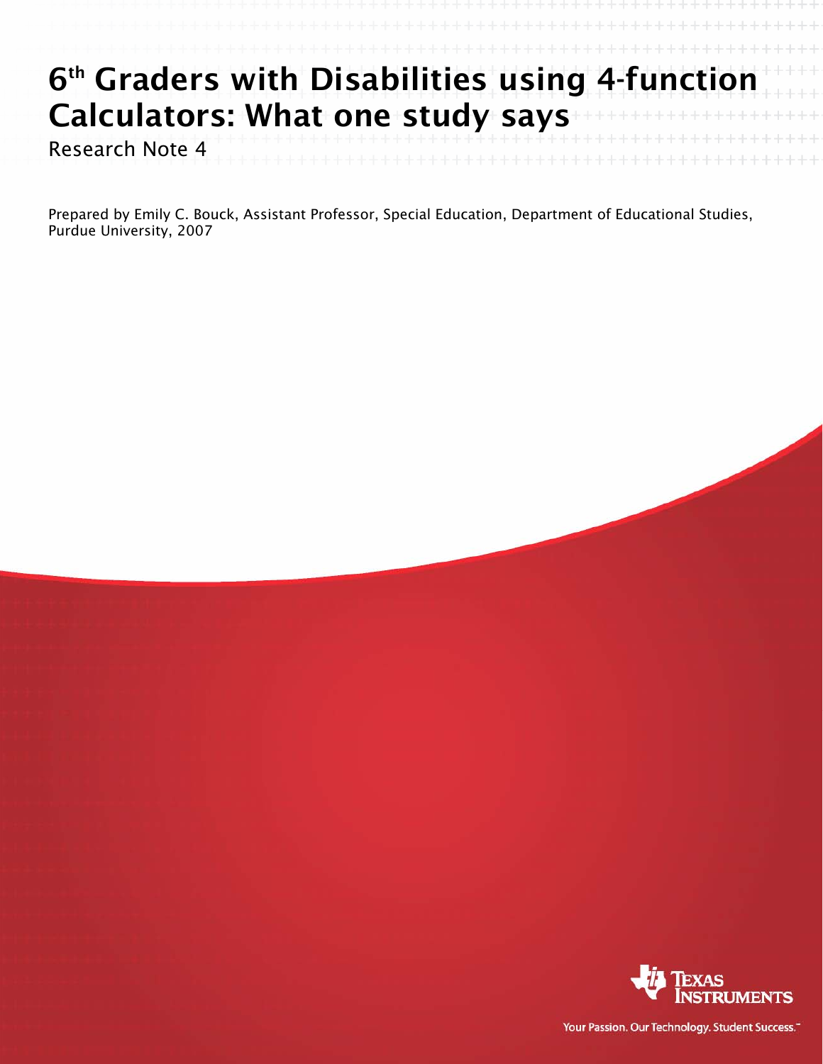# 6th Graders with Disabilities using 4-function Calculators: What one study says

Research Note 4

Prepared by Emily C. Bouck, Assistant Professor, Special Education, Department of Educational Studies, Purdue University, 2007

Texas Instruments

Your Passion. Our Technology. Student Success.™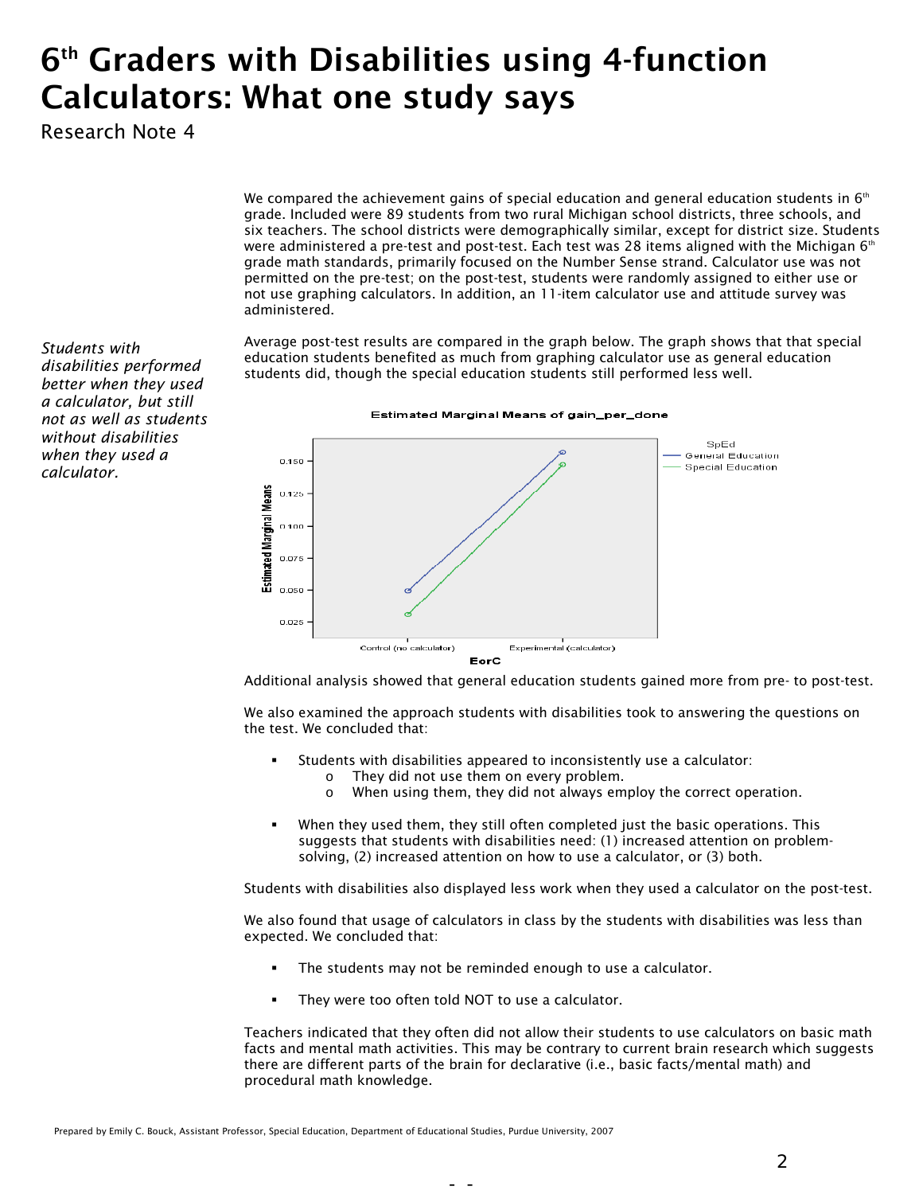# 6th Graders with Disabilities using 4-function Calculators: What one study says

Research Note 4

*Students with disabilities performed better when they used a calculator, but still not as well as students without disabilities when they used a calculator.*

We compared the achievement gains of special education and general education students in 6th grade. Included were 89 students from two rural Michigan school districts, three schools, and six teachers. The school districts were demographically similar, except for district size. Students were administered a pre-test and post-test. Each test was 28 items aligned with the Michigan 6th grade math standards, primarily focused on the Number Sense strand. Calculator use was not permitted on the pre-test; on the post-test, students were randomly assigned to either use or not use graphing calculators. In addition, an 11-item calculator use and attitude survey was administered.

Average post-test results are compared in the graph below. The graph shows that that special education students benefited as much from graphing calculator use as general education students did, though the special education students still performed less well.

Estimated Marginal Means of gain_per_done

Additional analysis showed that general education students gained more from pre- to post-test.

We also examined the approach students with disabilities took to answering the questions on the test. We concluded that:

- Students with disabilities appeared to inconsistently use a calculator:
  - They did not use them on every problem.
  - When using them, they did not always employ the correct operation.
- When they used them, they still often completed just the basic operations. This suggests that students with disabilities need: (1) increased attention on problem-solving, (2) increased attention on how to use a calculator, or (3) both.

Students with disabilities also displayed less work when they used a calculator on the post-test.

We also found that usage of calculators in class by the students with disabilities was less than expected. We concluded that:

- The students may not be reminded enough to use a calculator.
- They were too often told NOT to use a calculator.

Teachers indicated that they often did not allow their students to use calculators on basic math facts and mental math activities. This may be contrary to current brain research which suggests there are different parts of the brain for declarative (i.e., basic facts/mental math) and procedural math knowledge.

Prepared by Emily C. Bouck, Assistant Professor, Special Education, Department of Educational Studies, Purdue University, 2007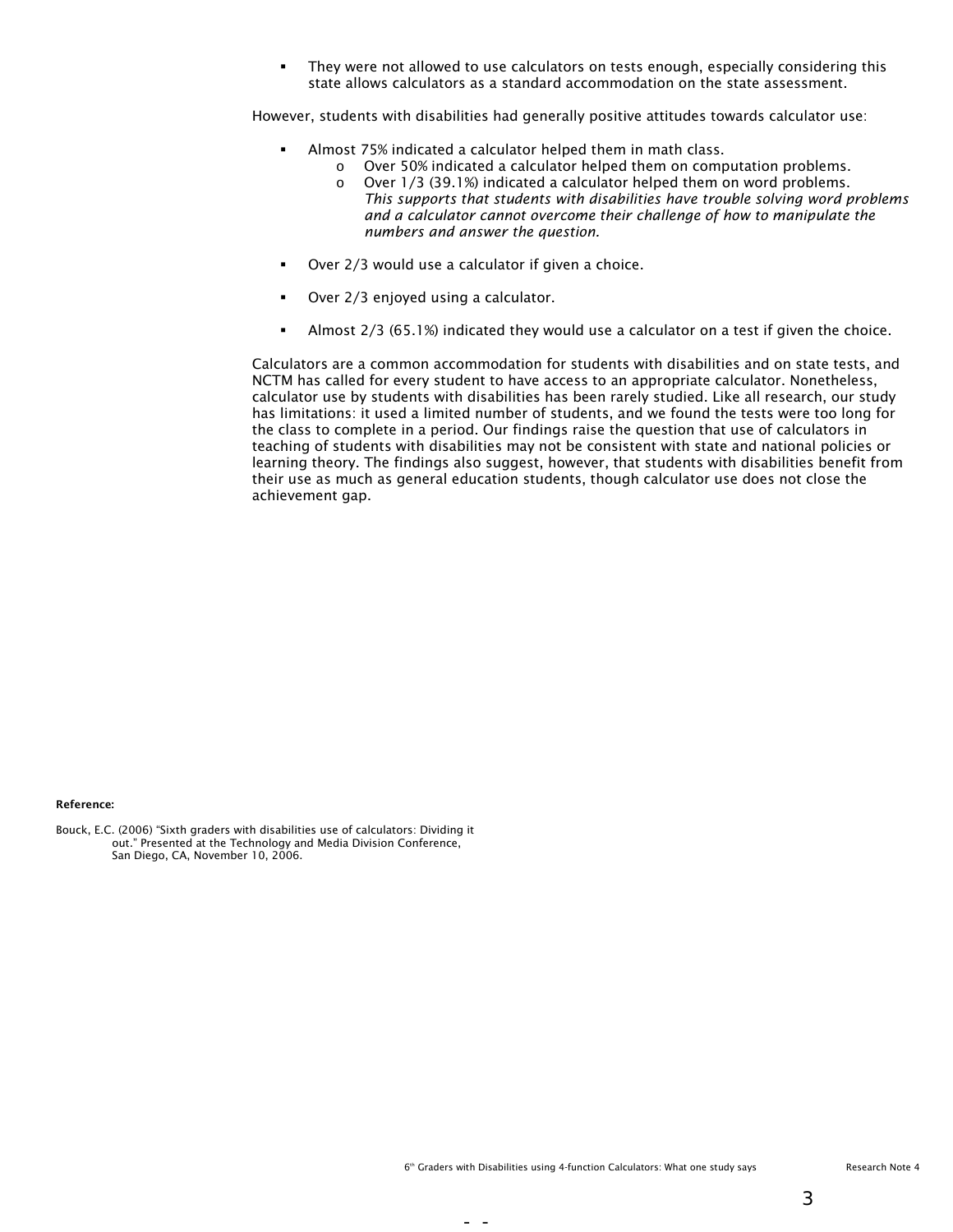- They were not allowed to use calculators on tests enough, especially considering this state allows calculators as a standard accommodation on the state assessment.

However, students with disabilities had generally positive attitudes towards calculator use:

- Almost 75% indicated a calculator helped them in math class.
  - Over 50% indicated a calculator helped them on computation problems.
  - Over 1/3 (39.1%) indicated a calculator helped them on word problems. *This supports that students with disabilities have trouble solving word problems and a calculator cannot overcome their challenge of how to manipulate the numbers and answer the question.*

- Over 2/3 would use a calculator if given a choice.

- Over 2/3 enjoyed using a calculator.

- Almost 2/3 (65.1%) indicated they would use a calculator on a test if given the choice.

Calculators are a common accommodation for students with disabilities and on state tests, and NCTM has called for every student to have access to an appropriate calculator. Nonetheless, calculator use by students with disabilities has been rarely studied. Like all research, our study has limitations: it used a limited number of students, and we found the tests were too long for the class to complete in a period. Our findings raise the question that use of calculators in teaching of students with disabilities may not be consistent with state and national policies or learning theory. The findings also suggest, however, that students with disabilities benefit from their use as much as general education students, though calculator use does not close the achievement gap.

**Reference:**

Bouck, E.C. (2006) "Sixth graders with disabilities use of calculators: Dividing it out." Presented at the Technology and Media Division Conference, San Diego, CA, November 10, 2006.